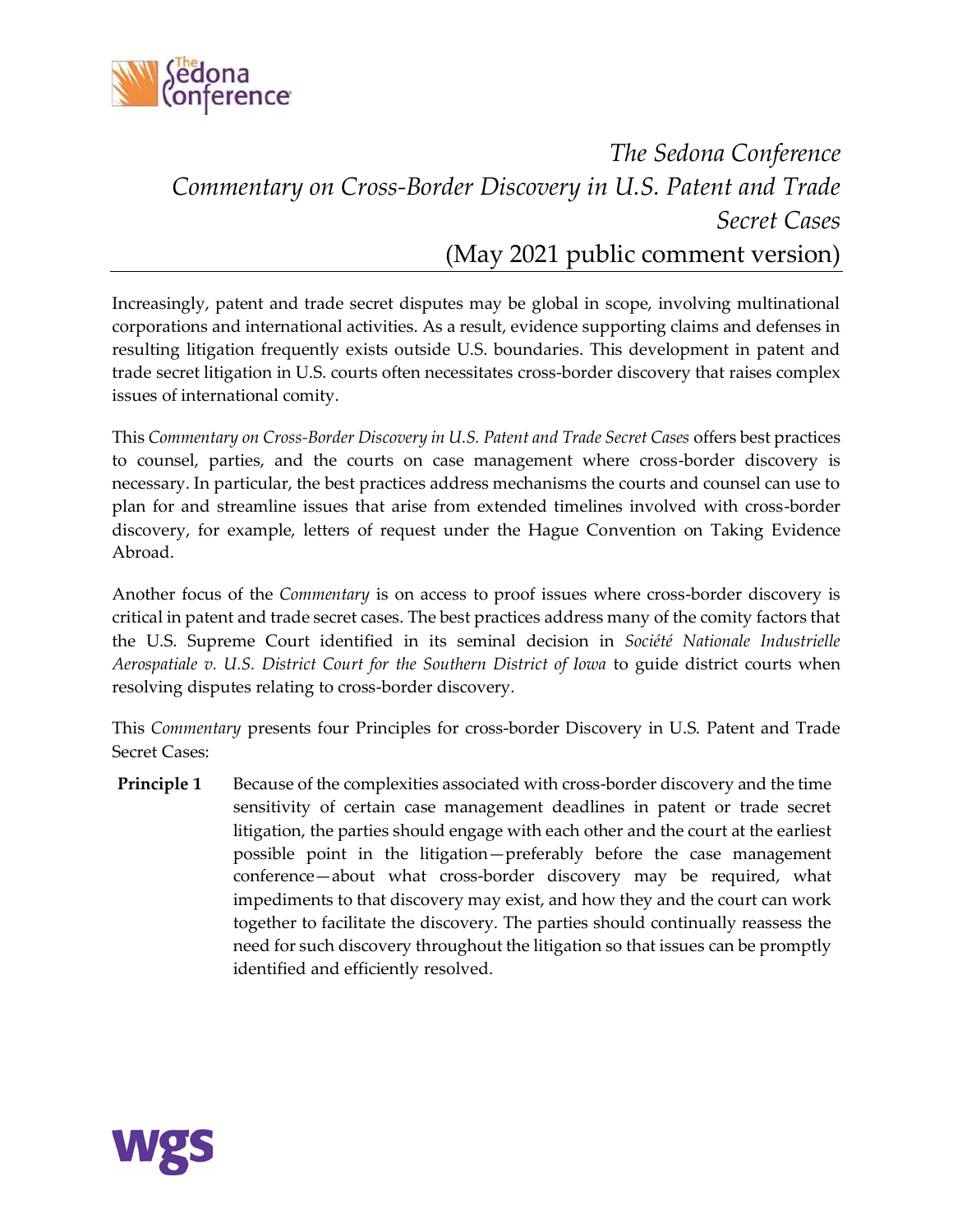# *The Sedona Conference Commentary on Cross-Border Discovery in U.S. Patent and Trade Secret Cases*

## (May 2021 public comment version)

Increasingly, patent and trade secret disputes may be global in scope, involving multinational corporations and international activities. As a result, evidence supporting claims and defenses in resulting litigation frequently exists outside U.S. boundaries. This development in patent and trade secret litigation in U.S. courts often necessitates cross-border discovery that raises complex issues of international comity.

This *Commentary on Cross-Border Discovery in U.S. Patent and Trade Secret Cases* offers best practices to counsel, parties, and the courts on case management where cross-border discovery is necessary. In particular, the best practices address mechanisms the courts and counsel can use to plan for and streamline issues that arise from extended timelines involved with cross-border discovery, for example, letters of request under the Hague Convention on Taking Evidence Abroad.

Another focus of the *Commentary* is on access to proof issues where cross-border discovery is critical in patent and trade secret cases. The best practices address many of the comity factors that the U.S. Supreme Court identified in its seminal decision in *Société Nationale Industrielle Aerospatiale v. U.S. District Court for the Southern District of Iowa* to guide district courts when resolving disputes relating to cross-border discovery.

This *Commentary* presents four Principles for cross-border Discovery in U.S. Patent and Trade Secret Cases:

**Principle 1** Because of the complexities associated with cross-border discovery and the time sensitivity of certain case management deadlines in patent or trade secret litigation, the parties should engage with each other and the court at the earliest possible point in the litigation—preferably before the case management conference—about what cross-border discovery may be required, what impediments to that discovery may exist, and how they and the court can work together to facilitate the discovery. The parties should continually reassess the need for such discovery throughout the litigation so that issues can be promptly identified and efficiently resolved.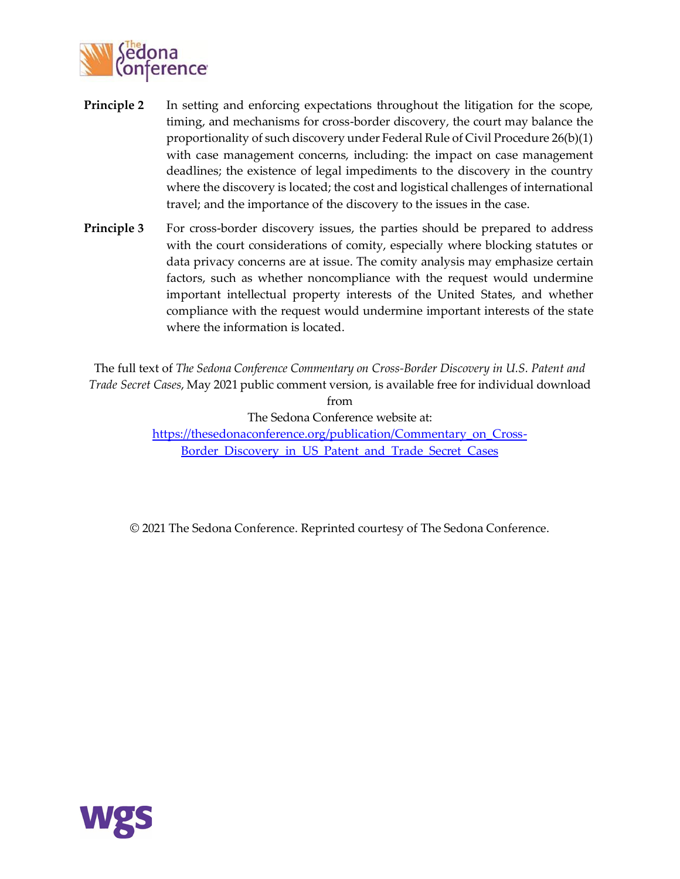**Principle 2** In setting and enforcing expectations throughout the litigation for the scope, timing, and mechanisms for cross-border discovery, the court may balance the proportionality of such discovery under Federal Rule of Civil Procedure 26(b)(1) with case management concerns, including: the impact on case management deadlines; the existence of legal impediments to the discovery in the country where the discovery is located; the cost and logistical challenges of international travel; and the importance of the discovery to the issues in the case.

**Principle 3** For cross-border discovery issues, the parties should be prepared to address with the court considerations of comity, especially where blocking statutes or data privacy concerns are at issue. The comity analysis may emphasize certain factors, such as whether noncompliance with the request would undermine important intellectual property interests of the United States, and whether compliance with the request would undermine important interests of the state where the information is located.

The full text of *The Sedona Conference Commentary on Cross-Border Discovery in U.S. Patent and Trade Secret Cases*, May 2021 public comment version, is available free for individual download from
The Sedona Conference website at:
[https://thesedonaconference.org/publication/Commentary_on_Cross-Border_Discovery_in_US_Patent_and_Trade_Secret_Cases](https://thesedonaconference.org/publication/Commentary_on_Cross-Border_Discovery_in_US_Patent_and_Trade_Secret_Cases)

© 2021 The Sedona Conference. Reprinted courtesy of The Sedona Conference.